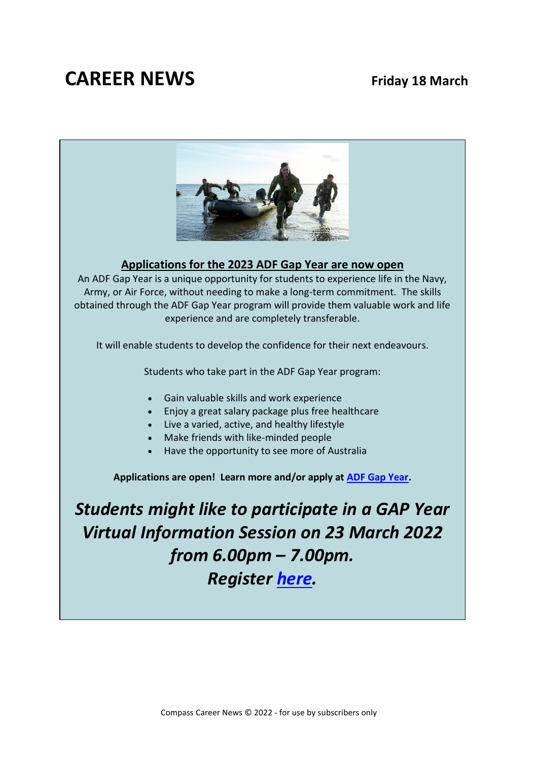# CAREER NEWS

**Friday 18 March**

## Applications for the 2023 ADF Gap Year are now open

An ADF Gap Year is a unique opportunity for students to experience life in the Navy, Army, or Air Force, without needing to make a long-term commitment. The skills obtained through the ADF Gap Year program will provide them valuable work and life experience and are completely transferable.

It will enable students to develop the confidence for their next endeavours.

Students who take part in the ADF Gap Year program:

- Gain valuable skills and work experience
- Enjoy a great salary package plus free healthcare
- Live a varied, active, and healthy lifestyle
- Make friends with like-minded people
- Have the opportunity to see more of Australia

**Applications are open! Learn more and/or apply at ADF Gap Year.**

***Students might like to participate in a GAP Year Virtual Information Session on 23 March 2022 from 6.00pm – 7.00pm. Register here.***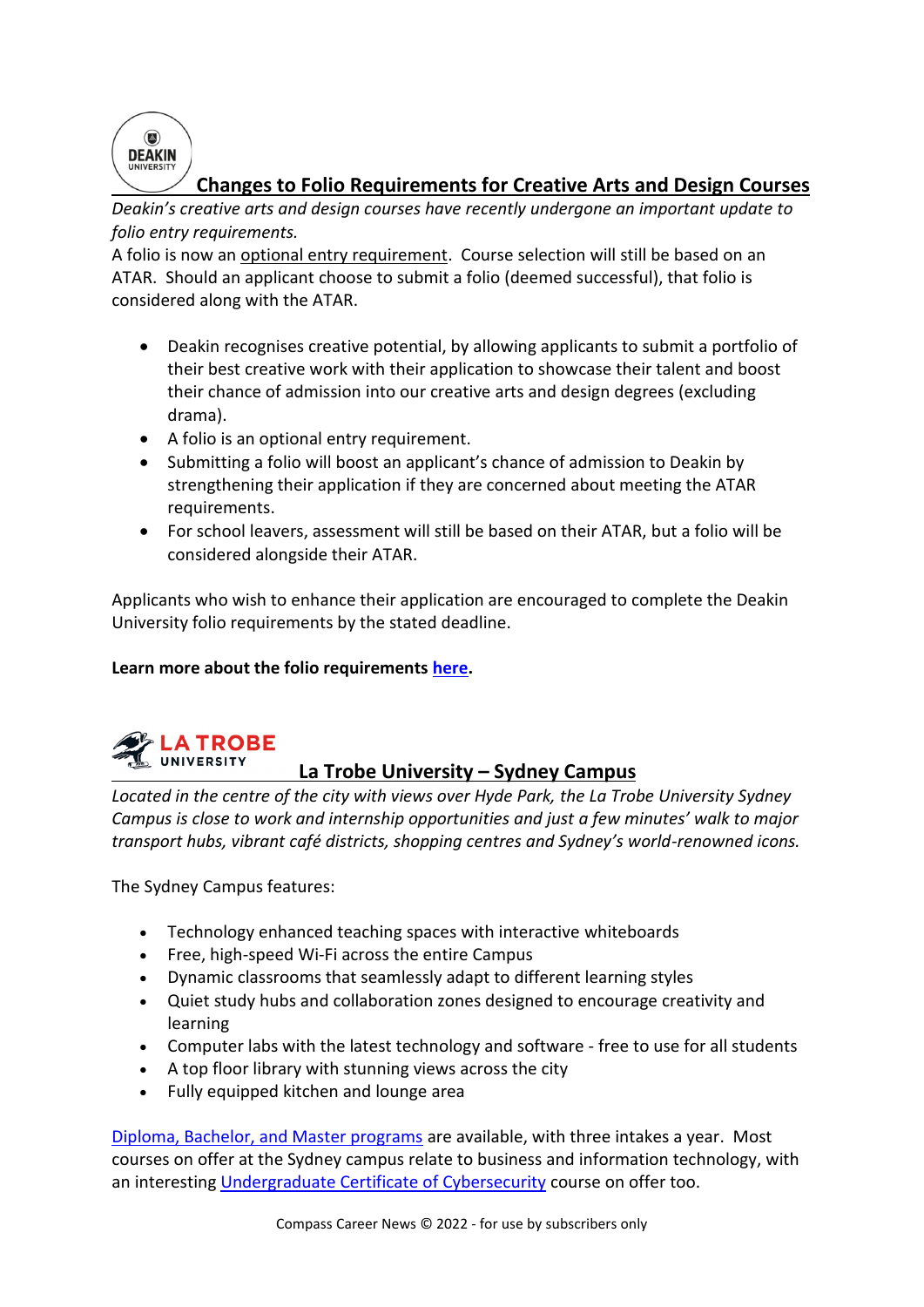## Changes to Folio Requirements for Creative Arts and Design Courses

*Deakin's creative arts and design courses have recently undergone an important update to folio entry requirements.*

A folio is now an optional entry requirement. Course selection will still be based on an ATAR. Should an applicant choose to submit a folio (deemed successful), that folio is considered along with the ATAR.

- Deakin recognises creative potential, by allowing applicants to submit a portfolio of their best creative work with their application to showcase their talent and boost their chance of admission into our creative arts and design degrees (excluding drama).
- A folio is an optional entry requirement.
- Submitting a folio will boost an applicant's chance of admission to Deakin by strengthening their application if they are concerned about meeting the ATAR requirements.
- For school leavers, assessment will still be based on their ATAR, but a folio will be considered alongside their ATAR.

Applicants who wish to enhance their application are encouraged to complete the Deakin University folio requirements by the stated deadline.

**Learn more about the folio requirements here.**

## La Trobe University – Sydney Campus

*Located in the centre of the city with views over Hyde Park, the La Trobe University Sydney Campus is close to work and internship opportunities and just a few minutes' walk to major transport hubs, vibrant café districts, shopping centres and Sydney's world-renowned icons.*

The Sydney Campus features:

- Technology enhanced teaching spaces with interactive whiteboards
- Free, high-speed Wi-Fi across the entire Campus
- Dynamic classrooms that seamlessly adapt to different learning styles
- Quiet study hubs and collaboration zones designed to encourage creativity and learning
- Computer labs with the latest technology and software - free to use for all students
- A top floor library with stunning views across the city
- Fully equipped kitchen and lounge area

Diploma, Bachelor, and Master programs are available, with three intakes a year. Most courses on offer at the Sydney campus relate to business and information technology, with an interesting Undergraduate Certificate of Cybersecurity course on offer too.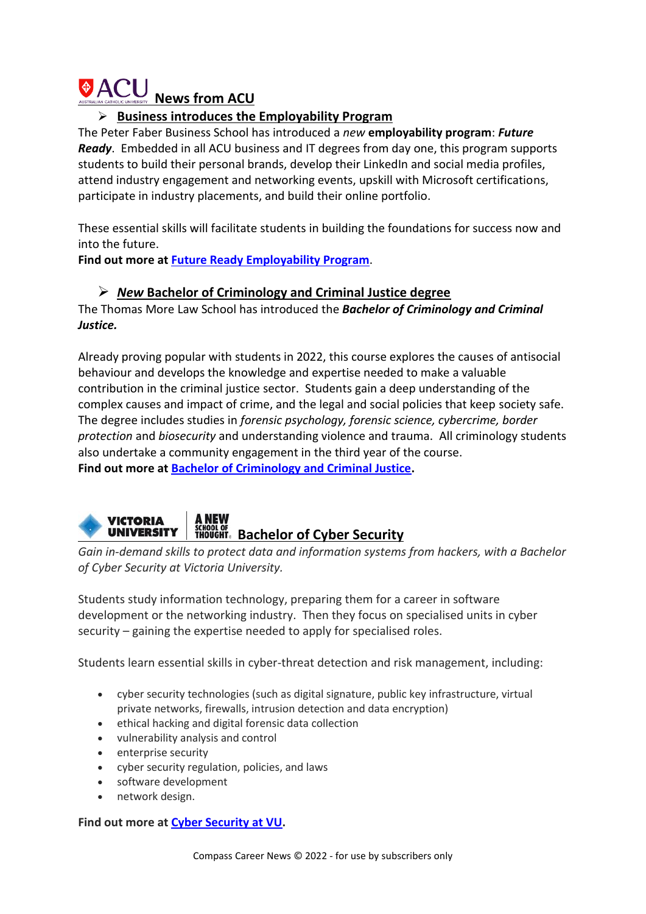## ACU News from ACU

### ➢ Business introduces the Employability Program

The Peter Faber Business School has introduced a *new* **employability program**: ***Future Ready***. Embedded in all ACU business and IT degrees from day one, this program supports students to build their personal brands, develop their LinkedIn and social media profiles, attend industry engagement and networking events, upskill with Microsoft certifications, participate in industry placements, and build their online portfolio.

These essential skills will facilitate students in building the foundations for success now and into the future.

**Find out more at Future Ready Employability Program.**

### ➢ *New* Bachelor of Criminology and Criminal Justice degree

The Thomas More Law School has introduced the ***Bachelor of Criminology and Criminal Justice.***

Already proving popular with students in 2022, this course explores the causes of antisocial behaviour and develops the knowledge and expertise needed to make a valuable contribution in the criminal justice sector. Students gain a deep understanding of the complex causes and impact of crime, and the legal and social policies that keep society safe. The degree includes studies in *forensic psychology, forensic science, cybercrime, border protection* and *biosecurity* and understanding violence and trauma. All criminology students also undertake a community engagement in the third year of the course.

**Find out more at Bachelor of Criminology and Criminal Justice.**

## VICTORIA UNIVERSITY A NEW SCHOOL OF THOUGHT. Bachelor of Cyber Security

*Gain in-demand skills to protect data and information systems from hackers, with a Bachelor of Cyber Security at Victoria University.*

Students study information technology, preparing them for a career in software development or the networking industry. Then they focus on specialised units in cyber security – gaining the expertise needed to apply for specialised roles.

Students learn essential skills in cyber-threat detection and risk management, including:

- cyber security technologies (such as digital signature, public key infrastructure, virtual private networks, firewalls, intrusion detection and data encryption)
- ethical hacking and digital forensic data collection
- vulnerability analysis and control
- enterprise security
- cyber security regulation, policies, and laws
- software development
- network design.

**Find out more at Cyber Security at VU.**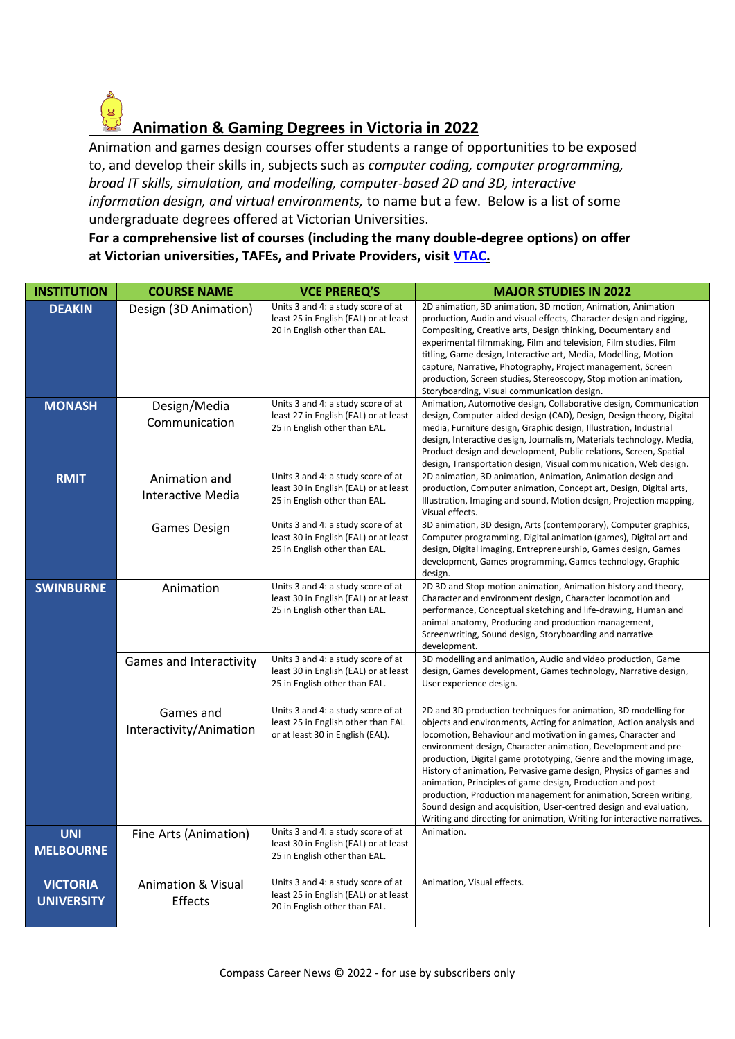## Animation & Gaming Degrees in Victoria in 2022

Animation and games design courses offer students a range of opportunities to be exposed to, and develop their skills in, subjects such as *computer coding, computer programming, broad IT skills, simulation, and modelling, computer-based 2D and 3D, interactive information design, and virtual environments,* to name but a few. Below is a list of some undergraduate degrees offered at Victorian Universities.

**For a comprehensive list of courses (including the many double-degree options) on offer at Victorian universities, TAFEs, and Private Providers, visit [VTAC](VTAC).**

| INSTITUTION | COURSE NAME | VCE PREREQ'S | MAJOR STUDIES IN 2022 |
|---|---|---|---|
| **DEAKIN** | Design (3D Animation) | Units 3 and 4: a study score of at least 25 in English (EAL) or at least 20 in English other than EAL. | 2D animation, 3D animation, 3D motion, Animation, Animation production, Audio and visual effects, Character design and rigging, Compositing, Creative arts, Design thinking, Documentary and experimental filmmaking, Film and television, Film studies, Film titling, Game design, Interactive art, Media, Modelling, Motion capture, Narrative, Photography, Project management, Screen production, Screen studies, Stereoscopy, Stop motion animation, Storyboarding, Visual communication design. |
| **MONASH** | Design/Media Communication | Units 3 and 4: a study score of at least 27 in English (EAL) or at least 25 in English other than EAL. | Animation, Automotive design, Collaborative design, Communication design, Computer-aided design (CAD), Design, Design theory, Digital media, Furniture design, Graphic design, Illustration, Industrial design, Interactive design, Journalism, Materials technology, Media, Product design and development, Public relations, Screen, Spatial design, Transportation design, Visual communication, Web design. |
| **RMIT** | Animation and Interactive Media | Units 3 and 4: a study score of at least 30 in English (EAL) or at least 25 in English other than EAL. | 2D animation, 3D animation, Animation, Animation design and production, Computer animation, Concept art, Design, Digital arts, Illustration, Imaging and sound, Motion design, Projection mapping, Visual effects. |
| | Games Design | Units 3 and 4: a study score of at least 30 in English (EAL) or at least 25 in English other than EAL. | 3D animation, 3D design, Arts (contemporary), Computer graphics, Computer programming, Digital animation (games), Digital art and design, Digital imaging, Entrepreneurship, Games design, Games development, Games programming, Games technology, Graphic design. |
| **SWINBURNE** | Animation | Units 3 and 4: a study score of at least 30 in English (EAL) or at least 25 in English other than EAL. | 2D 3D and Stop-motion animation, Animation history and theory, Character and environment design, Character locomotion and performance, Conceptual sketching and life-drawing, Human and animal anatomy, Producing and production management, Screenwriting, Sound design, Storyboarding and narrative development. |
| | Games and Interactivity | Units 3 and 4: a study score of at least 30 in English (EAL) or at least 25 in English other than EAL. | 3D modelling and animation, Audio and video production, Game design, Games development, Games technology, Narrative design, User experience design. |
| | Games and Interactivity/Animation | Units 3 and 4: a study score of at least 25 in English other than EAL or at least 30 in English (EAL). | 2D and 3D production techniques for animation, 3D modelling for objects and environments, Acting for animation, Action analysis and locomotion, Behaviour and motivation in games, Character and environment design, Character animation, Development and pre-production, Digital game prototyping, Genre and the moving image, History of animation, Pervasive game design, Physics of games and animation, Principles of game design, Production and post-production, Production management for animation, Screen writing, Sound design and acquisition, User-centred design and evaluation, Writing and directing for animation, Writing for interactive narratives. |
| **UNI MELBOURNE** | Fine Arts (Animation) | Units 3 and 4: a study score of at least 30 in English (EAL) or at least 25 in English other than EAL. | Animation. |
| **VICTORIA UNIVERSITY** | Animation & Visual Effects | Units 3 and 4: a study score of at least 25 in English (EAL) or at least 20 in English other than EAL. | Animation, Visual effects. |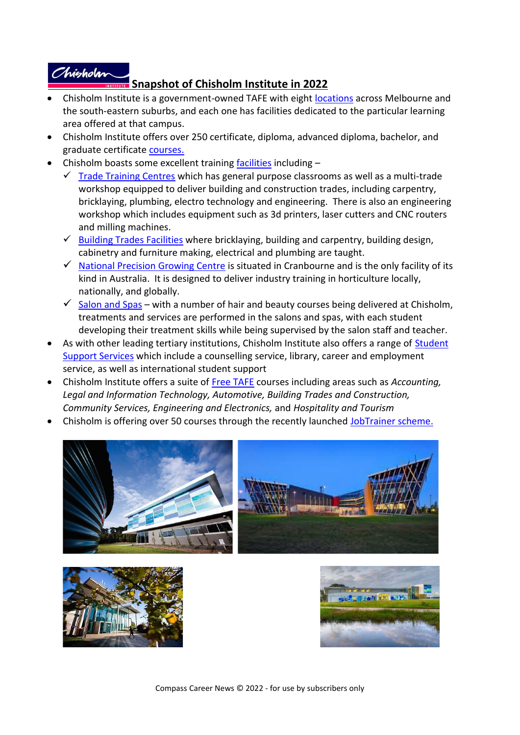# Snapshot of Chisholm Institute in 2022

- Chisholm Institute is a government-owned TAFE with eight locations across Melbourne and the south-eastern suburbs, and each one has facilities dedicated to the particular learning area offered at that campus.
- Chisholm Institute offers over 250 certificate, diploma, advanced diploma, bachelor, and graduate certificate courses.
- Chisholm boasts some excellent training facilities including –
  - ✓ Trade Training Centres which has general purpose classrooms as well as a multi-trade workshop equipped to deliver building and construction trades, including carpentry, bricklaying, plumbing, electro technology and engineering. There is also an engineering workshop which includes equipment such as 3d printers, laser cutters and CNC routers and milling machines.
  - ✓ Building Trades Facilities where bricklaying, building and carpentry, building design, cabinetry and furniture making, electrical and plumbing are taught.
  - ✓ National Precision Growing Centre is situated in Cranbourne and is the only facility of its kind in Australia. It is designed to deliver industry training in horticulture locally, nationally, and globally.
  - ✓ Salon and Spas – with a number of hair and beauty courses being delivered at Chisholm, treatments and services are performed in the salons and spas, with each student developing their treatment skills while being supervised by the salon staff and teacher.
- As with other leading tertiary institutions, Chisholm Institute also offers a range of Student Support Services which include a counselling service, library, career and employment service, as well as international student support
- Chisholm Institute offers a suite of Free TAFE courses including areas such as *Accounting, Legal and Information Technology, Automotive, Building Trades and Construction, Community Services, Engineering and Electronics,* and *Hospitality and Tourism*
- Chisholm is offering over 50 courses through the recently launched JobTrainer scheme.